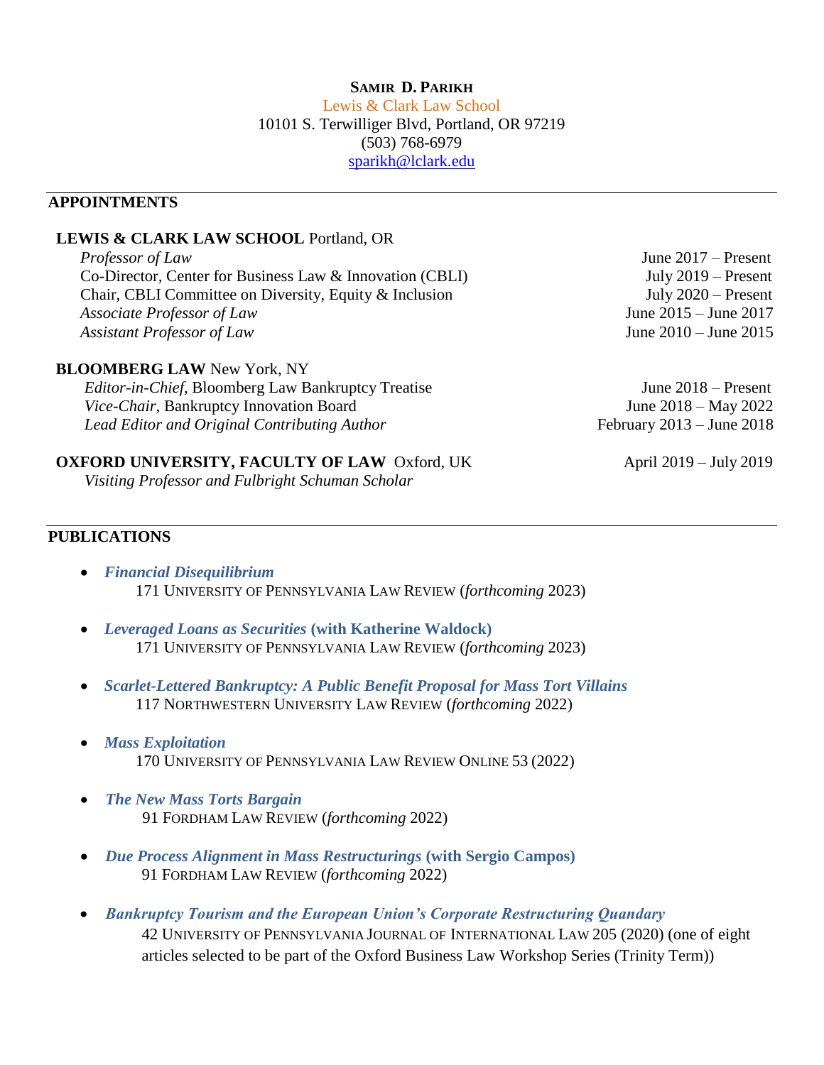**SAMIR D. PARIKH**
Lewis & Clark Law School
10101 S. Terwilliger Blvd, Portland, OR 97219
(503) 768-6979
sparikh@lclark.edu

## APPOINTMENTS

**LEWIS & CLARK LAW SCHOOL** Portland, OR

- *Professor of Law* — June 2017 – Present
- Co-Director, Center for Business Law & Innovation (CBLI) — July 2019 – Present
- Chair, CBLI Committee on Diversity, Equity & Inclusion — July 2020 – Present
- *Associate Professor of Law* — June 2015 – June 2017
- *Assistant Professor of Law* — June 2010 – June 2015

**BLOOMBERG LAW** New York, NY

- *Editor-in-Chief,* Bloomberg Law Bankruptcy Treatise — June 2018 – Present
- *Vice-Chair,* Bankruptcy Innovation Board — June 2018 – May 2022
- *Lead Editor and Original Contributing Author* — February 2013 – June 2018

**OXFORD UNIVERSITY, FACULTY OF LAW** Oxford, UK — April 2019 – July 2019

*Visiting Professor and Fulbright Schuman Scholar*

## PUBLICATIONS

- ***Financial Disequilibrium***
  171 UNIVERSITY OF PENNSYLVANIA LAW REVIEW (*forthcoming* 2023)

- ***Leveraged Loans as Securities* (with Katherine Waldock)**
  171 UNIVERSITY OF PENNSYLVANIA LAW REVIEW (*forthcoming* 2023)

- ***Scarlet-Lettered Bankruptcy: A Public Benefit Proposal for Mass Tort Villains***
  117 NORTHWESTERN UNIVERSITY LAW REVIEW (*forthcoming* 2022)

- ***Mass Exploitation***
  170 UNIVERSITY OF PENNSYLVANIA LAW REVIEW ONLINE 53 (2022)

- ***The New Mass Torts Bargain***
  91 FORDHAM LAW REVIEW (*forthcoming* 2022)

- ***Due Process Alignment in Mass Restructurings* (with Sergio Campos)**
  91 FORDHAM LAW REVIEW (*forthcoming* 2022)

- ***Bankruptcy Tourism and the European Union's Corporate Restructuring Quandary***
  42 UNIVERSITY OF PENNSYLVANIA JOURNAL OF INTERNATIONAL LAW 205 (2020) (one of eight articles selected to be part of the Oxford Business Law Workshop Series (Trinity Term))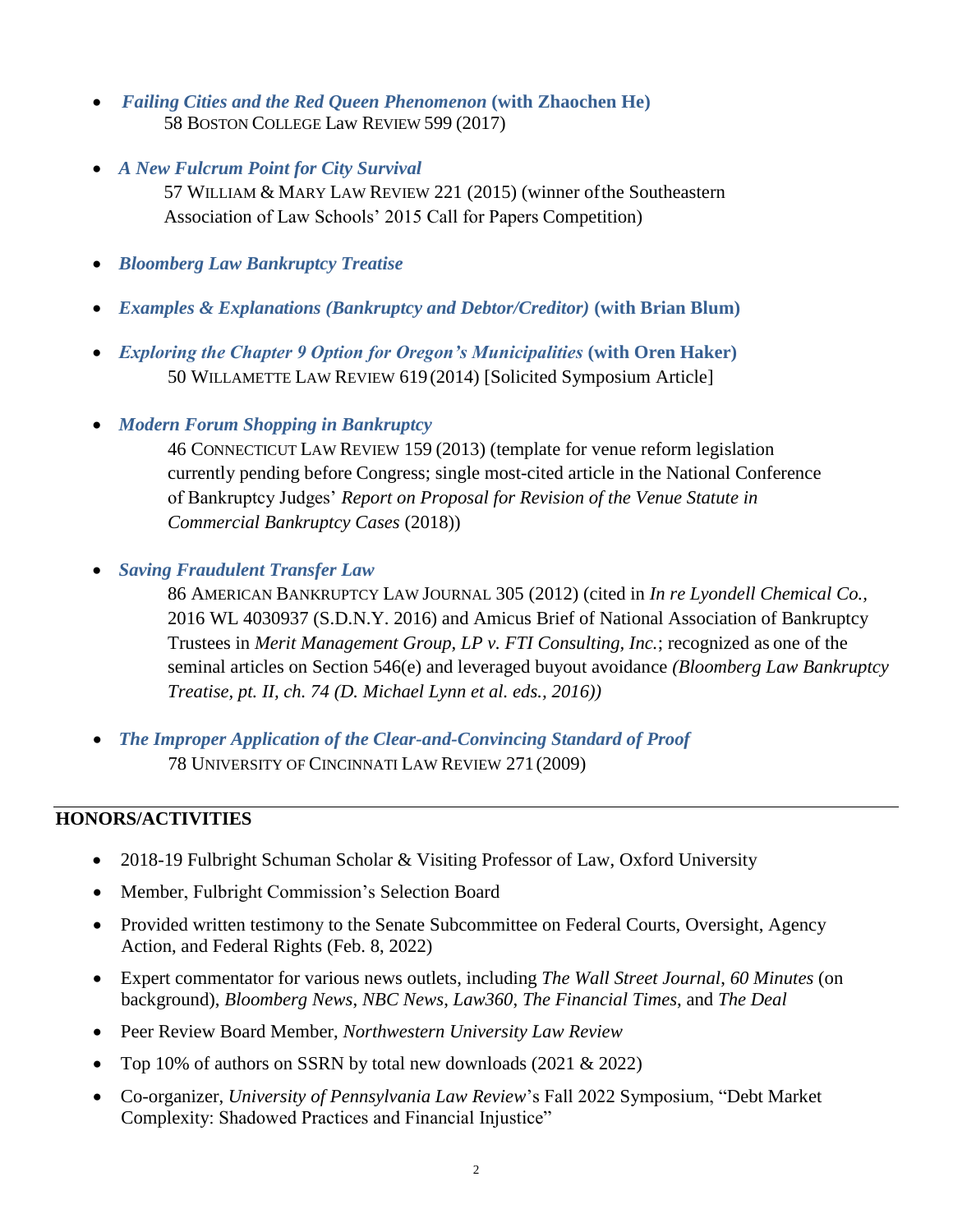- ***Failing Cities and the Red Queen Phenomenon*** **(with Zhaochen He)**
  58 BOSTON COLLEGE LAW REVIEW 599 (2017)

- ***A New Fulcrum Point for City Survival***
  57 WILLIAM & MARY LAW REVIEW 221 (2015) (winner of the Southeastern Association of Law Schools' 2015 Call for Papers Competition)

- ***Bloomberg Law Bankruptcy Treatise***

- ***Examples & Explanations (Bankruptcy and Debtor/Creditor)*** **(with Brian Blum)**

- ***Exploring the Chapter 9 Option for Oregon's Municipalities*** **(with Oren Haker)**
  50 WILLAMETTE LAW REVIEW 619 (2014) [Solicited Symposium Article]

- ***Modern Forum Shopping in Bankruptcy***
  46 CONNECTICUT LAW REVIEW 159 (2013) (template for venue reform legislation currently pending before Congress; single most-cited article in the National Conference of Bankruptcy Judges' *Report on Proposal for Revision of the Venue Statute in Commercial Bankruptcy Cases* (2018))

- ***Saving Fraudulent Transfer Law***
  86 AMERICAN BANKRUPTCY LAW JOURNAL 305 (2012) (cited in *In re Lyondell Chemical Co.*, 2016 WL 4030937 (S.D.N.Y. 2016) and Amicus Brief of National Association of Bankruptcy Trustees in *Merit Management Group, LP v. FTI Consulting, Inc.*; recognized as one of the seminal articles on Section 546(e) and leveraged buyout avoidance *(Bloomberg Law Bankruptcy Treatise, pt. II, ch. 74 (D. Michael Lynn et al. eds., 2016))*

- ***The Improper Application of the Clear-and-Convincing Standard of Proof***
  78 UNIVERSITY OF CINCINNATI LAW REVIEW 271 (2009)

## HONORS/ACTIVITIES

- 2018-19 Fulbright Schuman Scholar & Visiting Professor of Law, Oxford University
- Member, Fulbright Commission's Selection Board
- Provided written testimony to the Senate Subcommittee on Federal Courts, Oversight, Agency Action, and Federal Rights (Feb. 8, 2022)
- Expert commentator for various news outlets, including *The Wall Street Journal*, *60 Minutes* (on background), *Bloomberg News*, *NBC News*, *Law360*, *The Financial Times*, and *The Deal*
- Peer Review Board Member, *Northwestern University Law Review*
- Top 10% of authors on SSRN by total new downloads (2021 & 2022)
- Co-organizer, *University of Pennsylvania Law Review*'s Fall 2022 Symposium, "Debt Market Complexity: Shadowed Practices and Financial Injustice"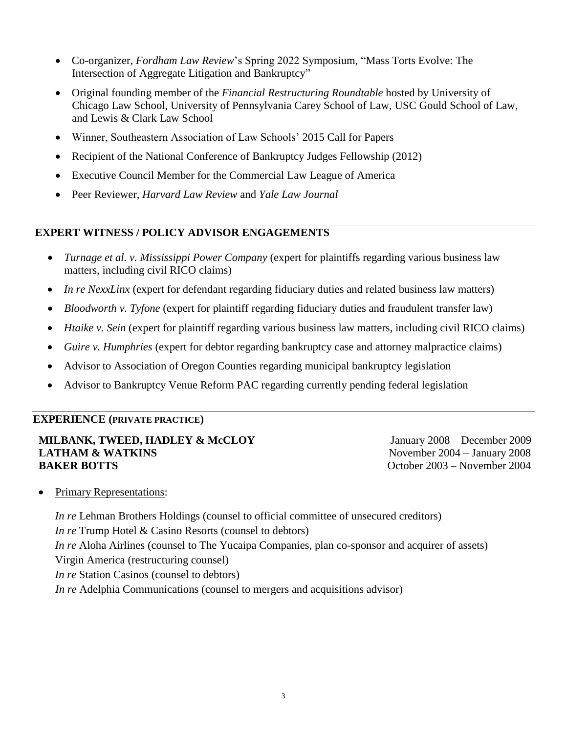- Co-organizer, *Fordham Law Review*'s Spring 2022 Symposium, "Mass Torts Evolve: The Intersection of Aggregate Litigation and Bankruptcy"
- Original founding member of the *Financial Restructuring Roundtable* hosted by University of Chicago Law School, University of Pennsylvania Carey School of Law, USC Gould School of Law, and Lewis & Clark Law School
- Winner, Southeastern Association of Law Schools' 2015 Call for Papers
- Recipient of the National Conference of Bankruptcy Judges Fellowship (2012)
- Executive Council Member for the Commercial Law League of America
- Peer Reviewer, *Harvard Law Review* and *Yale Law Journal*

## EXPERT WITNESS / POLICY ADVISOR ENGAGEMENTS

- *Turnage et al. v. Mississippi Power Company* (expert for plaintiffs regarding various business law matters, including civil RICO claims)
- *In re NexxLinx* (expert for defendant regarding fiduciary duties and related business law matters)
- *Bloodworth v. Tyfone* (expert for plaintiff regarding fiduciary duties and fraudulent transfer law)
- *Htaike v. Sein* (expert for plaintiff regarding various business law matters, including civil RICO claims)
- *Guire v. Humphries* (expert for debtor regarding bankruptcy case and attorney malpractice claims)
- Advisor to Association of Oregon Counties regarding municipal bankruptcy legislation
- Advisor to Bankruptcy Venue Reform PAC regarding currently pending federal legislation

## EXPERIENCE (PRIVATE PRACTICE)

**MILBANK, TWEED, HADLEY & McCLOY** — January 2008 – December 2009
**LATHAM & WATKINS** — November 2004 – January 2008
**BAKER BOTTS** — October 2003 – November 2004

- Primary Representations:

  *In re* Lehman Brothers Holdings (counsel to official committee of unsecured creditors)
  *In re* Trump Hotel & Casino Resorts (counsel to debtors)
  *In re* Aloha Airlines (counsel to The Yucaipa Companies, plan co-sponsor and acquirer of assets)
  Virgin America (restructuring counsel)
  *In re* Station Casinos (counsel to debtors)
  *In re* Adelphia Communications (counsel to mergers and acquisitions advisor)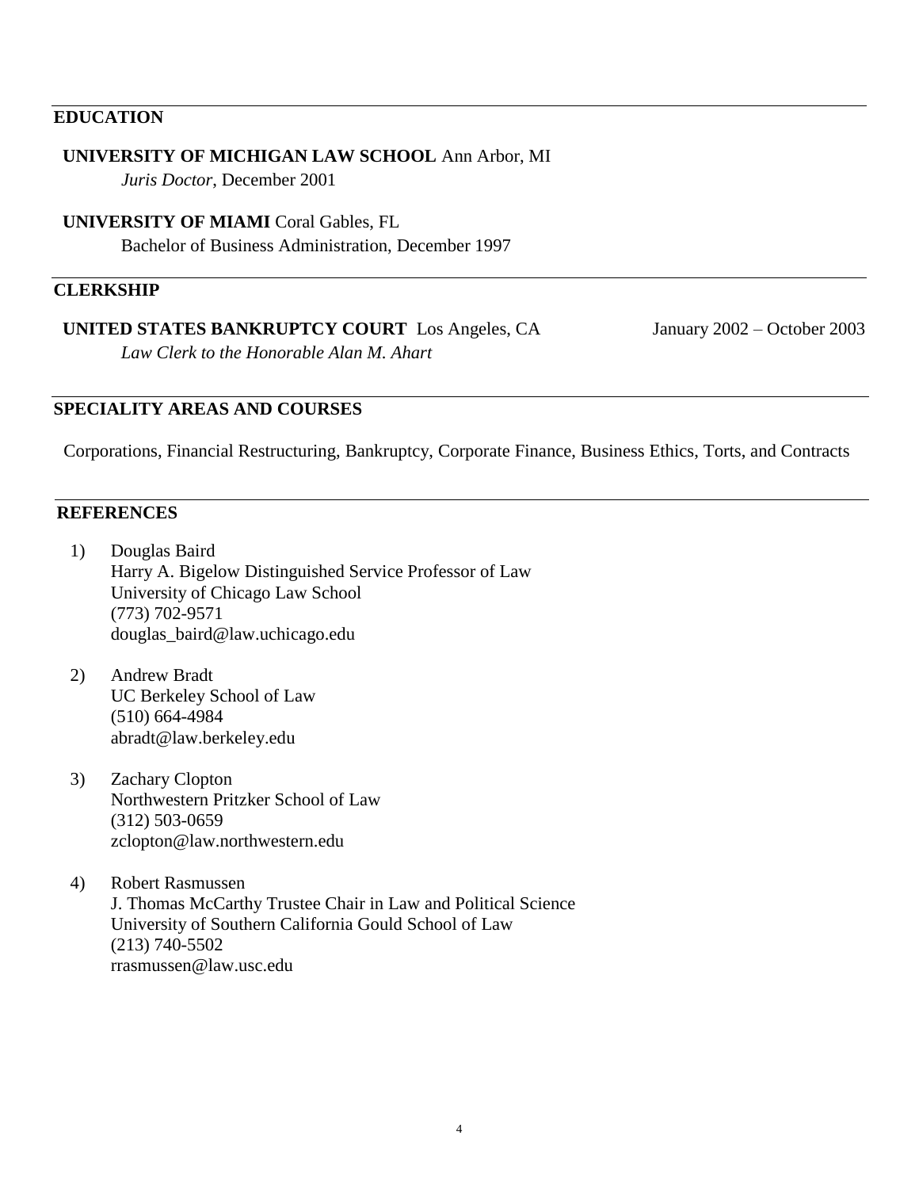## EDUCATION

**UNIVERSITY OF MICHIGAN LAW SCHOOL** Ann Arbor, MI
*Juris Doctor*, December 2001

**UNIVERSITY OF MIAMI** Coral Gables, FL
Bachelor of Business Administration, December 1997

## CLERKSHIP

**UNITED STATES BANKRUPTCY COURT** Los Angeles, CA — January 2002 – October 2003
*Law Clerk to the Honorable Alan M. Ahart*

## SPECIALITY AREAS AND COURSES

Corporations, Financial Restructuring, Bankruptcy, Corporate Finance, Business Ethics, Torts, and Contracts

## REFERENCES

1) Douglas Baird
   Harry A. Bigelow Distinguished Service Professor of Law
   University of Chicago Law School
   (773) 702-9571
   douglas_baird@law.uchicago.edu

2) Andrew Bradt
   UC Berkeley School of Law
   (510) 664-4984
   abradt@law.berkeley.edu

3) Zachary Clopton
   Northwestern Pritzker School of Law
   (312) 503-0659
   zclopton@law.northwestern.edu

4) Robert Rasmussen
   J. Thomas McCarthy Trustee Chair in Law and Political Science
   University of Southern California Gould School of Law
   (213) 740-5502
   rrasmussen@law.usc.edu